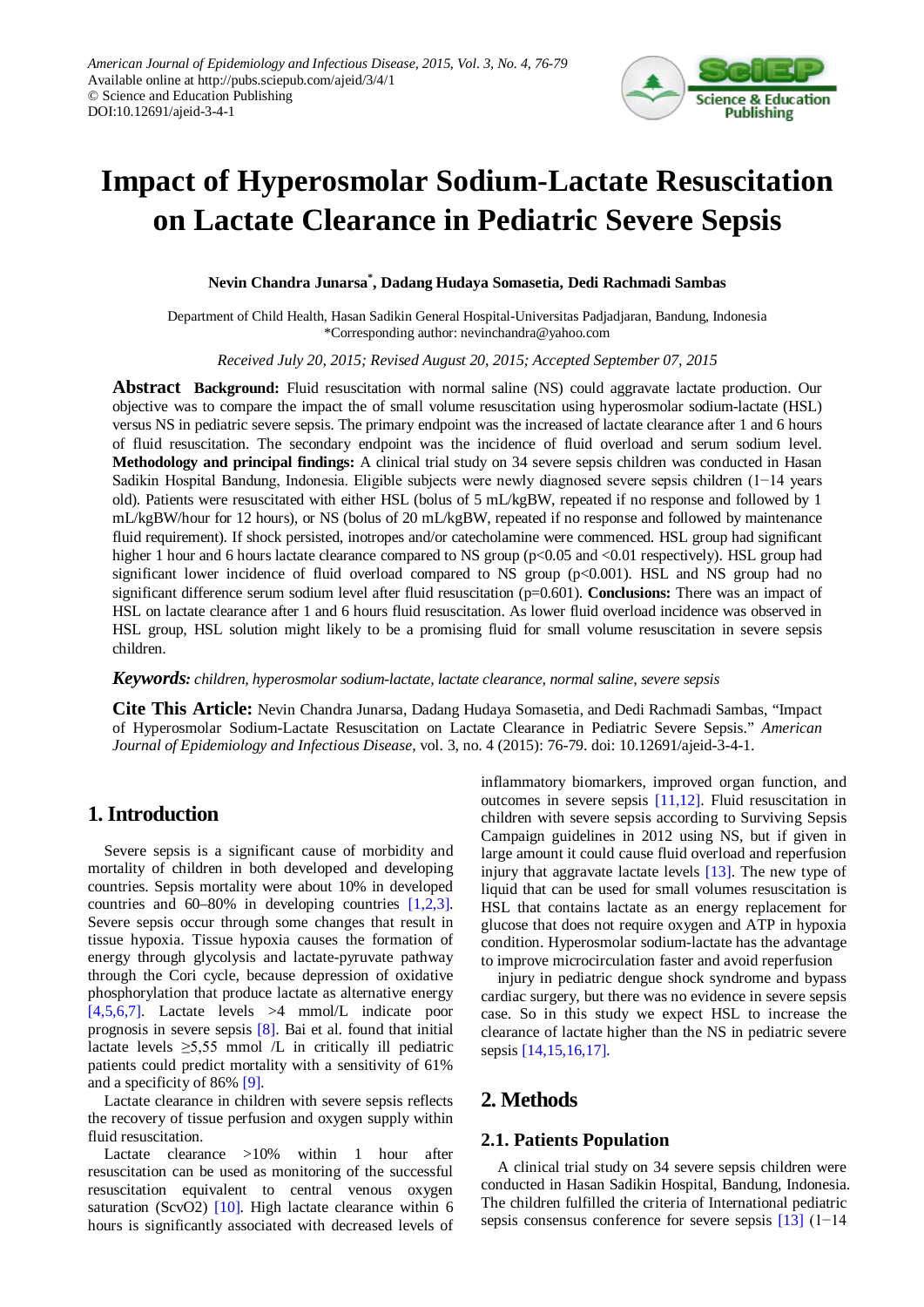American Journal of Epidemiology and Infectious Disease, 2015, Vol. 3, No. 4, 76-79
Available online at http://pubs.sciepub.com/ajeid/3/4/1
© Science and Education Publishing
DOI:10.12691/ajeid-3-4-1

# Impact of Hyperosmolar Sodium-Lactate Resuscitation on Lactate Clearance in Pediatric Severe Sepsis

**Nevin Chandra Junarsa*, Dadang Hudaya Somasetia, Dedi Rachmadi Sambas**

Department of Child Health, Hasan Sadikin General Hospital-Universitas Padjadjaran, Bandung, Indonesia
*Corresponding author: nevinchandra@yahoo.com

*Received July 20, 2015; Revised August 20, 2015; Accepted September 07, 2015*

**Abstract** **Background:** Fluid resuscitation with normal saline (NS) could aggravate lactate production. Our objective was to compare the impact the of small volume resuscitation using hyperosmolar sodium-lactate (HSL) versus NS in pediatric severe sepsis. The primary endpoint was the increased of lactate clearance after 1 and 6 hours of fluid resuscitation. The secondary endpoint was the incidence of fluid overload and serum sodium level. **Methodology and principal findings:** A clinical trial study on 34 severe sepsis children was conducted in Hasan Sadikin Hospital Bandung, Indonesia. Eligible subjects were newly diagnosed severe sepsis children (1−14 years old). Patients were resuscitated with either HSL (bolus of 5 mL/kgBW, repeated if no response and followed by 1 mL/kgBW/hour for 12 hours), or NS (bolus of 20 mL/kgBW, repeated if no response and followed by maintenance fluid requirement). If shock persisted, inotropes and/or catecholamine were commenced. HSL group had significant higher 1 hour and 6 hours lactate clearance compared to NS group ($p<0.05$ and $<0.01$ respectively). HSL group had significant lower incidence of fluid overload compared to NS group ($p<0.001$). HSL and NS group had no significant difference serum sodium level after fluid resuscitation ($p=0.601$). **Conclusions:** There was an impact of HSL on lactate clearance after 1 and 6 hours fluid resuscitation. As lower fluid overload incidence was observed in HSL group, HSL solution might likely to be a promising fluid for small volume resuscitation in severe sepsis children.

***Keywords:*** *children, hyperosmolar sodium-lactate, lactate clearance, normal saline, severe sepsis*

**Cite This Article:** Nevin Chandra Junarsa, Dadang Hudaya Somasetia, and Dedi Rachmadi Sambas, "Impact of Hyperosmolar Sodium-Lactate Resuscitation on Lactate Clearance in Pediatric Severe Sepsis." *American Journal of Epidemiology and Infectious Disease*, vol. 3, no. 4 (2015): 76-79. doi: 10.12691/ajeid-3-4-1.

## 1. Introduction

Severe sepsis is a significant cause of morbidity and mortality of children in both developed and developing countries. Sepsis mortality were about 10% in developed countries and 60–80% in developing countries [1,2,3]. Severe sepsis occur through some changes that result in tissue hypoxia. Tissue hypoxia causes the formation of energy through glycolysis and lactate-pyruvate pathway through the Cori cycle, because depression of oxidative phosphorylation that produce lactate as alternative energy [4,5,6,7]. Lactate levels >4 mmol/L indicate poor prognosis in severe sepsis [8]. Bai et al. found that initial lactate levels ≥5,55 mmol /L in critically ill pediatric patients could predict mortality with a sensitivity of 61% and a specificity of 86% [9].

Lactate clearance in children with severe sepsis reflects the recovery of tissue perfusion and oxygen supply within fluid resuscitation.

Lactate clearance >10% within 1 hour after resuscitation can be used as monitoring of the successful resuscitation equivalent to central venous oxygen saturation ($ScvO_2$) [10]. High lactate clearance within 6 hours is significantly associated with decreased levels of inflammatory biomarkers, improved organ function, and outcomes in severe sepsis [11,12]. Fluid resuscitation in children with severe sepsis according to Surviving Sepsis Campaign guidelines in 2012 using NS, but if given in large amount it could cause fluid overload and reperfusion injury that aggravate lactate levels [13]. The new type of liquid that can be used for small volumes resuscitation is HSL that contains lactate as an energy replacement for glucose that does not require oxygen and ATP in hypoxia condition. Hyperosmolar sodium-lactate has the advantage to improve microcirculation faster and avoid reperfusion

injury in pediatric dengue shock syndrome and bypass cardiac surgery, but there was no evidence in severe sepsis case. So in this study we expect HSL to increase the clearance of lactate higher than the NS in pediatric severe sepsis [14,15,16,17].

## 2. Methods

### 2.1. Patients Population

A clinical trial study on 34 severe sepsis children were conducted in Hasan Sadikin Hospital, Bandung, Indonesia. The children fulfilled the criteria of International pediatric sepsis consensus conference for severe sepsis [13] (1−14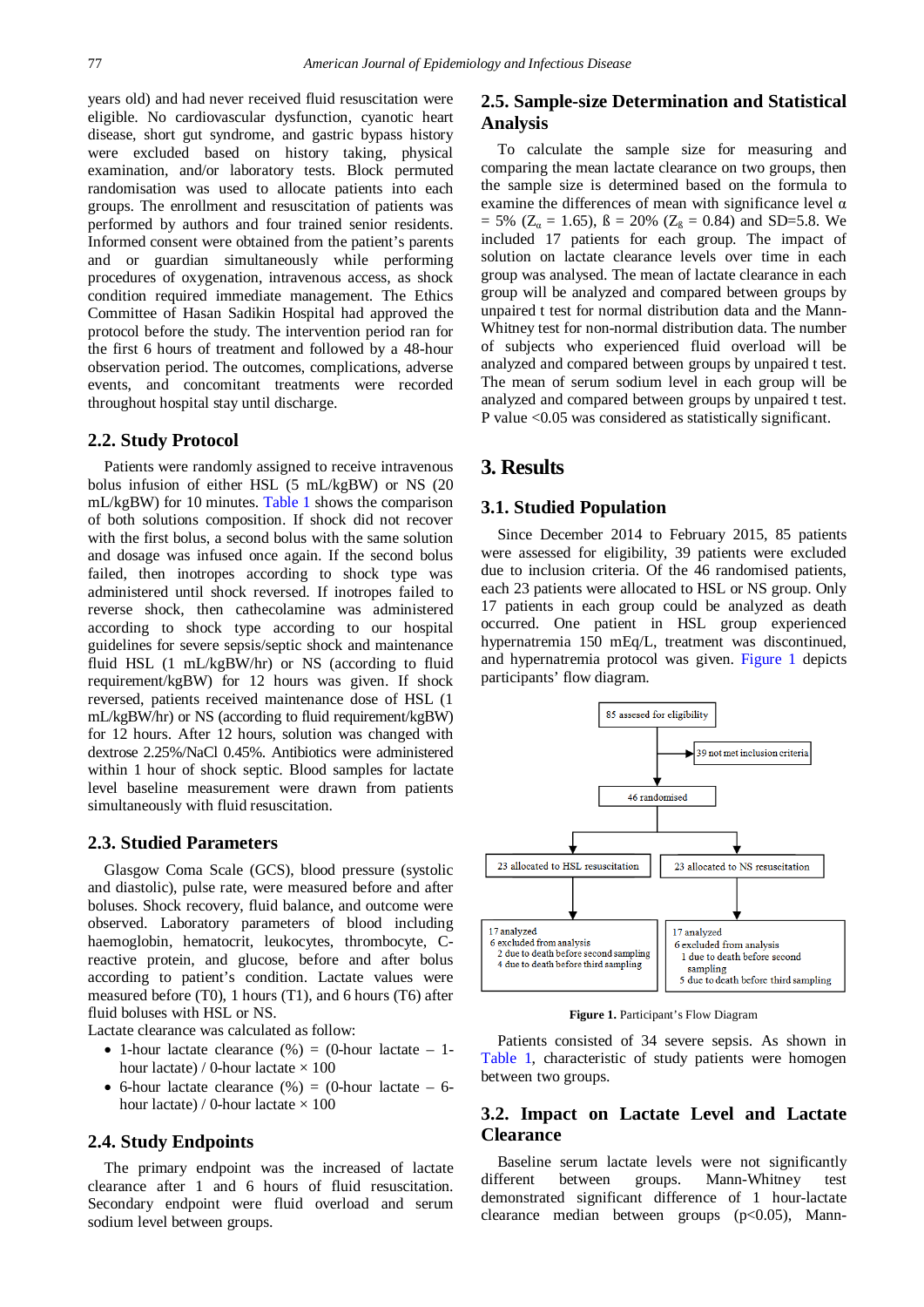years old) and had never received fluid resuscitation were eligible. No cardiovascular dysfunction, cyanotic heart disease, short gut syndrome, and gastric bypass history were excluded based on history taking, physical examination, and/or laboratory tests. Block permuted randomisation was used to allocate patients into each groups. The enrollment and resuscitation of patients was performed by authors and four trained senior residents. Informed consent were obtained from the patient's parents and or guardian simultaneously while performing procedures of oxygenation, intravenous access, as shock condition required immediate management. The Ethics Committee of Hasan Sadikin Hospital had approved the protocol before the study. The intervention period ran for the first 6 hours of treatment and followed by a 48-hour observation period. The outcomes, complications, adverse events, and concomitant treatments were recorded throughout hospital stay until discharge.

## 2.2. Study Protocol

Patients were randomly assigned to receive intravenous bolus infusion of either HSL (5 mL/kgBW) or NS (20 mL/kgBW) for 10 minutes. Table 1 shows the comparison of both solutions composition. If shock did not recover with the first bolus, a second bolus with the same solution and dosage was infused once again. If the second bolus failed, then inotropes according to shock type was administered until shock reversed. If inotropes failed to reverse shock, then cathecolamine was administered according to shock type according to our hospital guidelines for severe sepsis/septic shock and maintenance fluid HSL (1 mL/kgBW/hr) or NS (according to fluid requirement/kgBW) for 12 hours was given. If shock reversed, patients received maintenance dose of HSL (1 mL/kgBW/hr) or NS (according to fluid requirement/kgBW) for 12 hours. After 12 hours, solution was changed with dextrose 2.25%/NaCl 0.45%. Antibiotics were administered within 1 hour of shock septic. Blood samples for lactate level baseline measurement were drawn from patients simultaneously with fluid resuscitation.

## 2.3. Studied Parameters

Glasgow Coma Scale (GCS), blood pressure (systolic and diastolic), pulse rate, were measured before and after boluses. Shock recovery, fluid balance, and outcome were observed. Laboratory parameters of blood including haemoglobin, hematocrit, leukocytes, thrombocyte, C-reactive protein, and glucose, before and after bolus according to patient's condition. Lactate values were measured before (T0), 1 hours (T1), and 6 hours (T6) after fluid boluses with HSL or NS.

Lactate clearance was calculated as follow:

- 1-hour lactate clearance (%) = (0-hour lactate – 1-hour lactate) / 0-hour lactate × 100
- 6-hour lactate clearance (%) = (0-hour lactate – 6-hour lactate) / 0-hour lactate × 100

## 2.4. Study Endpoints

The primary endpoint was the increased of lactate clearance after 1 and 6 hours of fluid resuscitation. Secondary endpoint were fluid overload and serum sodium level between groups.

## 2.5. Sample-size Determination and Statistical Analysis

To calculate the sample size for measuring and comparing the mean lactate clearance on two groups, then the sample size is determined based on the formula to examine the differences of mean with significance level α = 5% ($Z_{\alpha}$ = 1.65), ß = 20% ($Z_{\beta}$ = 0.84) and SD=5.8. We included 17 patients for each group. The impact of solution on lactate clearance levels over time in each group was analysed. The mean of lactate clearance in each group will be analyzed and compared between groups by unpaired t test for normal distribution data and the Mann-Whitney test for non-normal distribution data. The number of subjects who experienced fluid overload will be analyzed and compared between groups by unpaired t test. The mean of serum sodium level in each group will be analyzed and compared between groups by unpaired t test. P value <0.05 was considered as statistically significant.

# 3. Results

## 3.1. Studied Population

Since December 2014 to February 2015, 85 patients were assessed for eligibility, 39 patients were excluded due to inclusion criteria. Of the 46 randomised patients, each 23 patients were allocated to HSL or NS group. Only 17 patients in each group could be analyzed as death occurred. One patient in HSL group experienced hypernatremia 150 mEq/L, treatment was discontinued, and hypernatremia protocol was given. Figure 1 depicts participants' flow diagram.

85 assesed for eligibility → 39 not met inclusion criteria

46 randomised

| 23 allocated to HSL resuscitation | 23 allocated to NS resuscitation |
|---|---|
| 17 analyzed<br>6 excluded from analysis<br>2 due to death before second sampling<br>4 due to death before third sampling | 17 analyzed<br>6 excluded from analysis<br>1 due to death before second sampling<br>5 due to death before third sampling |

**Figure 1.** Participant's Flow Diagram

Patients consisted of 34 severe sepsis. As shown in Table 1, characteristic of study patients were homogen between two groups.

## 3.2. Impact on Lactate Level and Lactate Clearance

Baseline serum lactate levels were not significantly different between groups. Mann-Whitney test demonstrated significant difference of 1 hour-lactate clearance median between groups (p<0.05), Mann-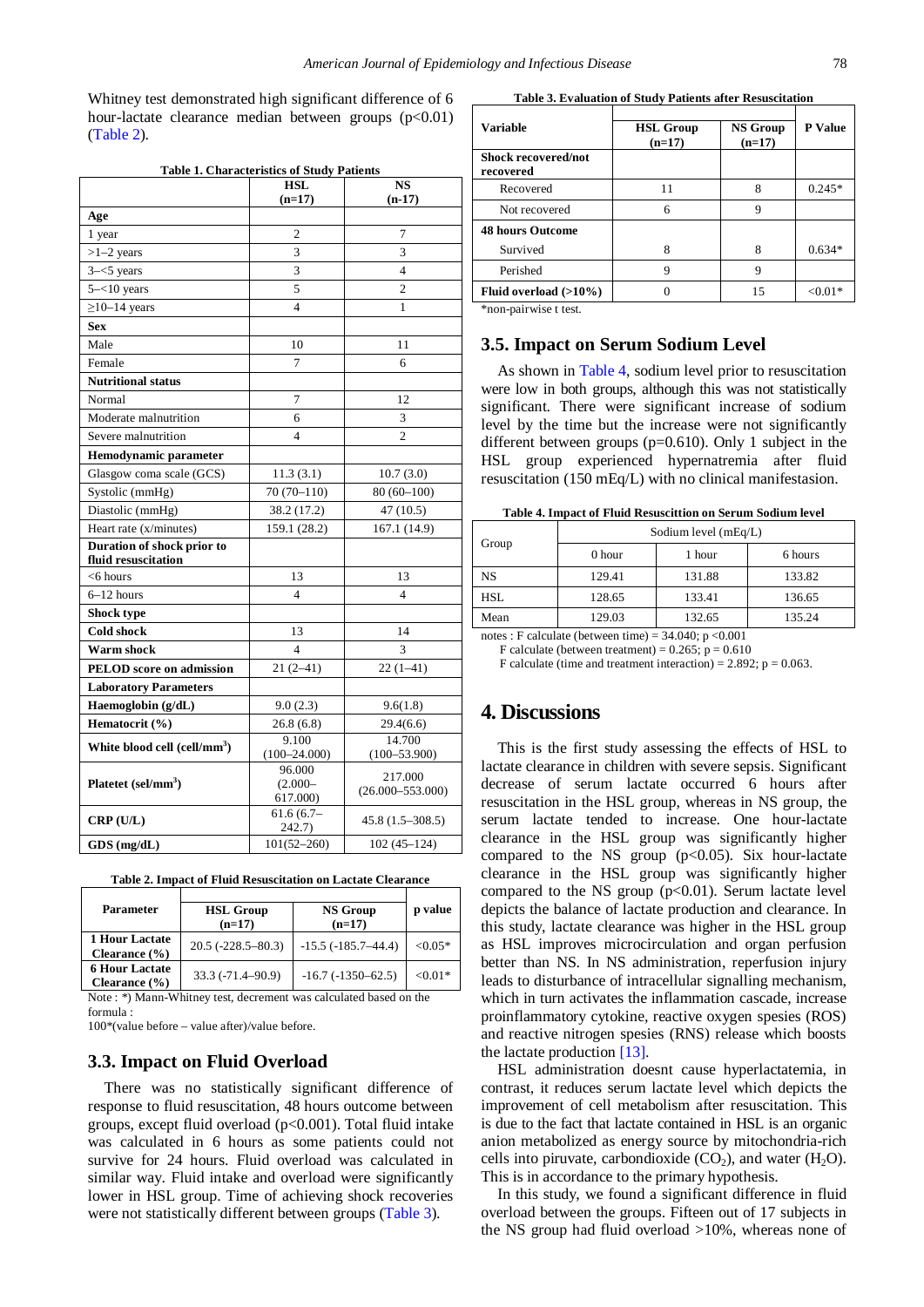Whitney test demonstrated high significant difference of 6 hour-lactate clearance median between groups ($p<0.01$) (Table 2).

**Table 1. Characteristics of Study Patients**

| | HSL (n=17) | NS (n-17) |
|---|---|---|
| **Age** | | |
| 1 year | 2 | 7 |
| >1–2 years | 3 | 3 |
| 3–<5 years | 3 | 4 |
| 5–<10 years | 5 | 2 |
| ≥10–14 years | 4 | 1 |
| **Sex** | | |
| Male | 10 | 11 |
| Female | 7 | 6 |
| **Nutritional status** | | |
| Normal | 7 | 12 |
| Moderate malnutrition | 6 | 3 |
| Severe malnutrition | 4 | 2 |
| **Hemodynamic parameter** | | |
| Glasgow coma scale (GCS) | 11.3 (3.1) | 10.7 (3.0) |
| Systolic (mmHg) | 70 (70–110) | 80 (60–100) |
| Diastolic (mmHg) | 38.2 (17.2) | 47 (10.5) |
| Heart rate (x/minutes) | 159.1 (28.2) | 167.1 (14.9) |
| **Duration of shock prior to fluid resuscitation** | | |
| <6 hours | 13 | 13 |
| 6–12 hours | 4 | 4 |
| **Shock type** | | |
| **Cold shock** | 13 | 14 |
| **Warm shock** | 4 | 3 |
| **PELOD score on admission** | 21 (2–41) | 22 (1–41) |
| **Laboratory Parameters** | | |
| **Haemoglobin (g/dL)** | 9.0 (2.3) | 9.6(1.8) |
| **Hematocrit (%)** | 26.8 (6.8) | 29.4(6.6) |
| **White blood cell (cell/mm$^3$)** | 9.100 (100–24.000) | 14.700 (100–53.900) |
| **Platetet (sel/mm$^3$)** | 96.000 (2.000–617.000) | 217.000 (26.000–553.000) |
| **CRP (U/L)** | 61.6 (6.7–242.7) | 45.8 (1.5–308.5) |
| **GDS (mg/dL)** | 101(52–260) | 102 (45–124) |

**Table 2. Impact of Fluid Resuscitation on Lactate Clearance**

| Parameter | HSL Group (n=17) | NS Group (n=17) | p value |
|---|---|---|---|
| 1 Hour Lactate Clearance (%) | 20.5 (-228.5–80.3) | -15.5 (-185.7–44.4) | <0.05* |
| 6 Hour Lactate Clearance (%) | 33.3 (-71.4–90.9) | -16.7 (-1350–62.5) | <0.01* |

Note : *) Mann-Whitney test, decrement was calculated based on the formula :

100*(value before – value after)/value before.

### 3.3. Impact on Fluid Overload

There was no statistically significant difference of response to fluid resuscitation, 48 hours outcome between groups, except fluid overload ($p<0.001$). Total fluid intake was calculated in 6 hours as some patients could not survive for 24 hours. Fluid overload was calculated in similar way. Fluid intake and overload were significantly lower in HSL group. Time of achieving shock recoveries were not statistically different between groups (Table 3).

**Table 3. Evaluation of Study Patients after Resuscitation**

| Variable | HSL Group (n=17) | NS Group (n=17) | P Value |
|---|---|---|---|
| **Shock recovered/not recovered** | | | |
| Recovered | 11 | 8 | 0.245* |
| Not recovered | 6 | 9 | |
| **48 hours Outcome** | | | |
| Survived | 8 | 8 | 0.634* |
| Perished | 9 | 9 | |
| **Fluid overload (>10%)** | 0 | 15 | <0.01* |

*non-pairwise t test.

### 3.5. Impact on Serum Sodium Level

As shown in Table 4, sodium level prior to resuscitation were low in both groups, although this was not statistically significant. There were significant increase of sodium level by the time but the increase were not significantly different between groups ($p=0.610$). Only 1 subject in the HSL group experienced hypernatremia after fluid resuscitation (150 mEq/L) with no clinical manifestasion.

**Table 4. Impact of Fluid Resuscitation on Serum Sodium level**

| Group | Sodium level (mEq/L) | | |
|---|---|---|---|
| | 0 hour | 1 hour | 6 hours |
| NS | 129.41 | 131.88 | 133.82 |
| HSL | 128.65 | 133.41 | 136.65 |
| Mean | 129.03 | 132.65 | 135.24 |

notes : F calculate (between time) = 34.040; $p<0.001$

F calculate (between treatment) = 0.265; $p = 0.610$

F calculate (time and treatment interaction) = 2.892; $p = 0.063$.

## 4. Discussions

This is the first study assessing the effects of HSL to lactate clearance in children with severe sepsis. Significant decrease of serum lactate occurred 6 hours after resuscitation in the HSL group, whereas in NS group, the serum lactate tended to increase. One hour-lactate clearance in the HSL group was significantly higher compared to the NS group ($p<0.05$). Six hour-lactate clearance in the HSL group was significantly higher compared to the NS group ($p<0.01$). Serum lactate level depicts the balance of lactate production and clearance. In this study, lactate clearance was higher in the HSL group as HSL improves microcirculation and organ perfusion better than NS. In NS administration, reperfusion injury leads to disturbance of intracellular signalling mechanism, which in turn activates the inflammation cascade, increase proinflammatory cytokine, reactive oxygen spesies (ROS) and reactive nitrogen spesies (RNS) release which boosts the lactate production [13].

HSL administration doesnt cause hyperlactatemia, in contrast, it reduces serum lactate level which depicts the improvement of cell metabolism after resuscitation. This is due to the fact that lactate contained in HSL is an organic anion metabolized as energy source by mitochondria-rich cells into piruvate, carbondioxide ($CO_2$), and water ($H_2O$). This is in accordance to the primary hypothesis.

In this study, we found a significant difference in fluid overload between the groups. Fifteen out of 17 subjects in the NS group had fluid overload >10%, whereas none of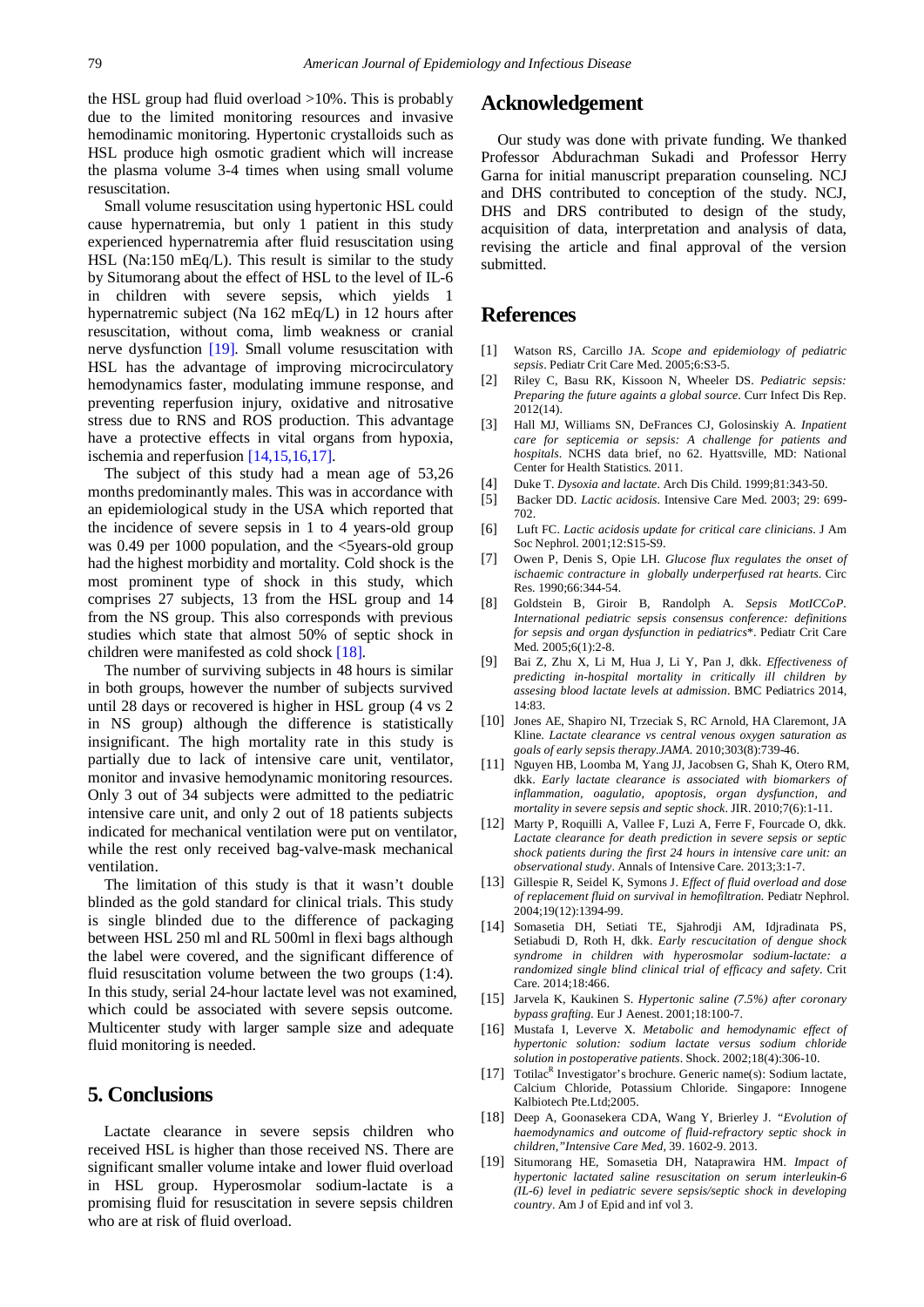the HSL group had fluid overload >10%. This is probably due to the limited monitoring resources and invasive hemodinamic monitoring. Hypertonic crystalloids such as HSL produce high osmotic gradient which will increase the plasma volume 3-4 times when using small volume resuscitation.

Small volume resuscitation using hypertonic HSL could cause hypernatremia, but only 1 patient in this study experienced hypernatremia after fluid resuscitation using HSL (Na:150 mEq/L). This result is similar to the study by Situmorang about the effect of HSL to the level of IL-6 in children with severe sepsis, which yields 1 hypernatremic subject (Na 162 mEq/L) in 12 hours after resuscitation, without coma, limb weakness or cranial nerve dysfunction [19]. Small volume resuscitation with HSL has the advantage of improving microcirculatory hemodynamics faster, modulating immune response, and preventing reperfusion injury, oxidative and nitrosative stress due to RNS and ROS production. This advantage have a protective effects in vital organs from hypoxia, ischemia and reperfusion [14,15,16,17].

The subject of this study had a mean age of 53,26 months predominantly males. This was in accordance with an epidemiological study in the USA which reported that the incidence of severe sepsis in 1 to 4 years-old group was 0.49 per 1000 population, and the <5years-old group had the highest morbidity and mortality. Cold shock is the most prominent type of shock in this study, which comprises 27 subjects, 13 from the HSL group and 14 from the NS group. This also corresponds with previous studies which state that almost 50% of septic shock in children were manifested as cold shock [18].

The number of surviving subjects in 48 hours is similar in both groups, however the number of subjects survived until 28 days or recovered is higher in HSL group (4 vs 2 in NS group) although the difference is statistically insignificant. The high mortality rate in this study is partially due to lack of intensive care unit, ventilator, monitor and invasive hemodynamic monitoring resources. Only 3 out of 34 subjects were admitted to the pediatric intensive care unit, and only 2 out of 18 patients subjects indicated for mechanical ventilation were put on ventilator, while the rest only received bag-valve-mask mechanical ventilation.

The limitation of this study is that it wasn't double blinded as the gold standard for clinical trials. This study is single blinded due to the difference of packaging between HSL 250 ml and RL 500ml in flexi bags although the label were covered, and the significant difference of fluid resuscitation volume between the two groups (1:4). In this study, serial 24-hour lactate level was not examined, which could be associated with severe sepsis outcome. Multicenter study with larger sample size and adequate fluid monitoring is needed.

## 5. Conclusions

Lactate clearance in severe sepsis children who received HSL is higher than those received NS. There are significant smaller volume intake and lower fluid overload in HSL group. Hyperosmolar sodium-lactate is a promising fluid for resuscitation in severe sepsis children who are at risk of fluid overload.

## Acknowledgement

Our study was done with private funding. We thanked Professor Abdurachman Sukadi and Professor Herry Garna for initial manuscript preparation counseling. NCJ and DHS contributed to conception of the study. NCJ, DHS and DRS contributed to design of the study, acquisition of data, interpretation and analysis of data, revising the article and final approval of the version submitted.

## References

[1] Watson RS, Carcillo JA. *Scope and epidemiology of pediatric sepsis*. Pediatr Crit Care Med. 2005;6:S3-5.

[2] Riley C, Basu RK, Kissoon N, Wheeler DS. *Pediatric sepsis: Preparing the future againts a global source*. Curr Infect Dis Rep. 2012(14).

[3] Hall MJ, Williams SN, DeFrances CJ, Golosinskiy A. *Inpatient care for septicemia or sepsis: A challenge for patients and hospitals*. NCHS data brief, no 62. Hyattsville, MD: National Center for Health Statistics. 2011.

[4] Duke T. *Dysoxia and lactate*. Arch Dis Child. 1999;81:343-50.

[5] Backer DD. *Lactic acidosis*. Intensive Care Med. 2003; 29: 699-702.

[6] Luft FC. *Lactic acidosis update for critical care clinicians*. J Am Soc Nephrol. 2001;12:S15-S9.

[7] Owen P, Denis S, Opie LH. *Glucose flux regulates the onset of ischaemic contracture in globally underperfused rat hearts*. Circ Res. 1990;66:344-54.

[8] Goldstein B, Giroir B, Randolph A. *Sepsis MotICCoP. International pediatric sepsis consensus conference: definitions for sepsis and organ dysfunction in pediatrics*\*. Pediatr Crit Care Med. 2005;6(1):2-8.

[9] Bai Z, Zhu X, Li M, Hua J, Li Y, Pan J, dkk. *Effectiveness of predicting in-hospital mortality in critically ill children by assesing blood lactate levels at admission*. BMC Pediatrics 2014, 14:83.

[10] Jones AE, Shapiro NI, Trzeciak S, RC Arnold, HA Claremont, JA Kline. *Lactate clearance vs central venous oxygen saturation as goals of early sepsis therapy.JAMA*. 2010;303(8):739-46.

[11] Nguyen HB, Loomba M, Yang JJ, Jacobsen G, Shah K, Otero RM, dkk. *Early lactate clearance is associated with biomarkers of inflammation, oagulatio, apoptosis, organ dysfunction, and mortality in severe sepsis and septic shock*. JIR. 2010;7(6):1-11.

[12] Marty P, Roquilli A, Vallee F, Luzi A, Ferre F, Fourcade O, dkk. *Lactate clearance for death prediction in severe sepsis or septic shock patients during the first 24 hours in intensive care unit: an observational study*. Annals of Intensive Care. 2013;3:1-7.

[13] Gillespie R, Seidel K, Symons J. *Effect of fluid overload and dose of replacement fluid on survival in hemofiltration*. Pediatr Nephrol. 2004;19(12):1394-99.

[14] Somasetia DH, Setiati TE, Sjahrodji AM, Idjradinata PS, Setiabudi D, Roth H, dkk. *Early rescucitation of dengue shock syndrome in children with hyperosmolar sodium-lactate: a randomized single blind clinical trial of efficacy and safety*. Crit Care. 2014;18:466.

[15] Jarvela K, Kaukinen S. *Hypertonic saline (7.5%) after coronary bypass grafting*. Eur J Aenest. 2001;18:100-7.

[16] Mustafa I, Leverve X. *Metabolic and hemodynamic effect of hypertonic solution: sodium lactate versus sodium chloride solution in postoperative patients*. Shock. 2002;18(4):306-10.

[17] Totilac[R] Investigator's brochure. Generic name(s): Sodium lactate, Calcium Chloride, Potassium Chloride. Singapore: Innogene Kalbiotech Pte.Ltd;2005.

[18] Deep A, Goonasekera CDA, Wang Y, Brierley J. *"Evolution of haemodynamics and outcome of fluid-refractory septic shock in children,"Intensive Care Med*, 39. 1602-9. 2013.

[19] Situmorang HE, Somasetia DH, Nataprawira HM. *Impact of hypertonic lactated saline resuscitation on serum interleukin-6 (IL-6) level in pediatric severe sepsis/septic shock in developing country*. Am J of Epid and inf vol 3.